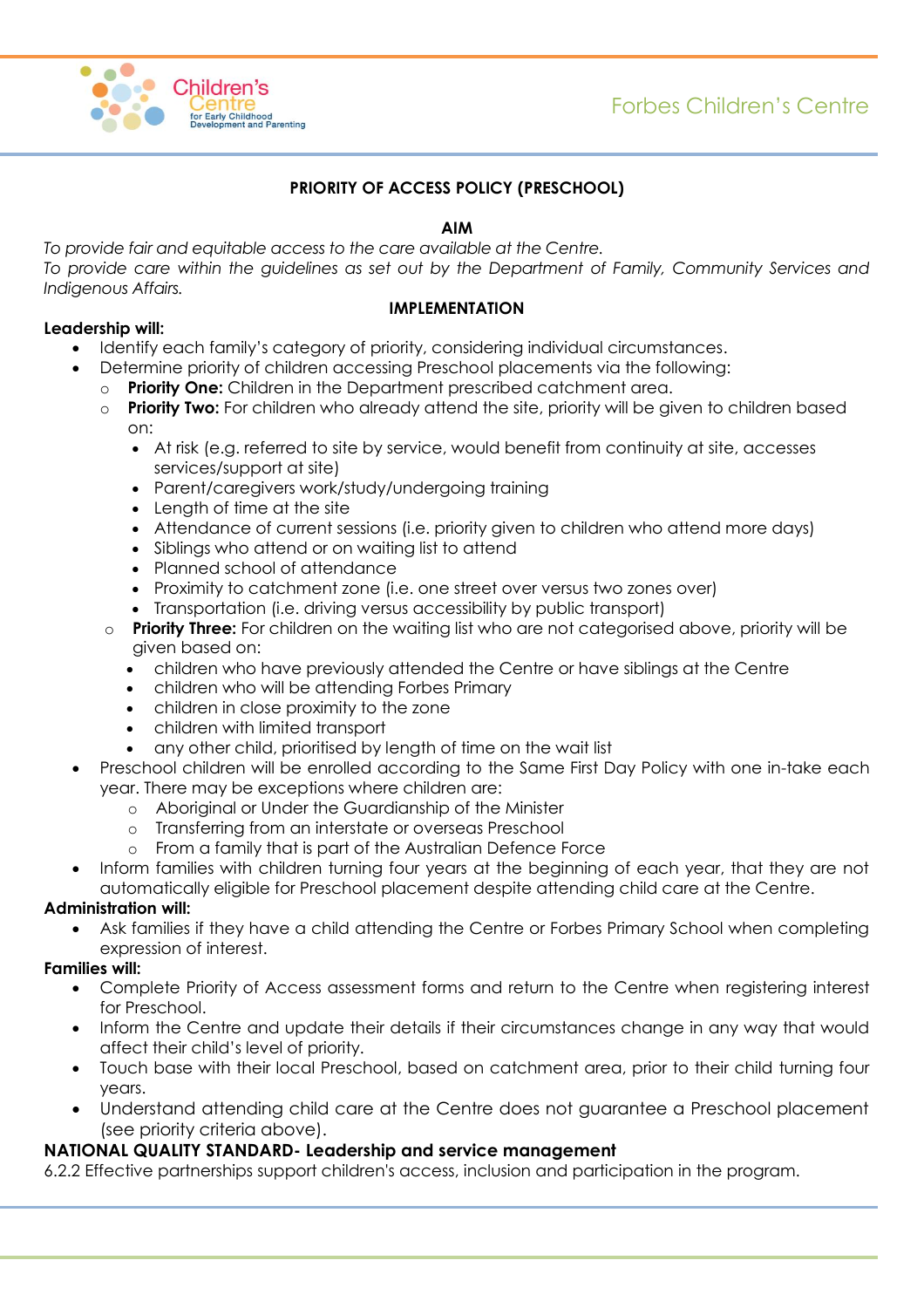# PRIORITY OF ACCESS POLICY (PRESCHOOL)

## AIM

*To provide fair and equitable access to the care available at the Centre.*
*To provide care within the guidelines as set out by the Department of Family, Community Services and Indigenous Affairs.*

## IMPLEMENTATION

**Leadership will:**

- Identify each family's category of priority, considering individual circumstances.
- Determine priority of children accessing Preschool placements via the following:
  - **Priority One:** Children in the Department prescribed catchment area.
  - **Priority Two:** For children who already attend the site, priority will be given to children based on:
    - At risk (e.g. referred to site by service, would benefit from continuity at site, accesses services/support at site)
    - Parent/caregivers work/study/undergoing training
    - Length of time at the site
    - Attendance of current sessions (i.e. priority given to children who attend more days)
    - Siblings who attend or on waiting list to attend
    - Planned school of attendance
    - Proximity to catchment zone (i.e. one street over versus two zones over)
    - Transportation (i.e. driving versus accessibility by public transport)
  - **Priority Three:** For children on the waiting list who are not categorised above, priority will be given based on:
    - children who have previously attended the Centre or have siblings at the Centre
    - children who will be attending Forbes Primary
    - children in close proximity to the zone
    - children with limited transport
    - any other child, prioritised by length of time on the wait list
- Preschool children will be enrolled according to the Same First Day Policy with one in-take each year. There may be exceptions where children are:
  - Aboriginal or Under the Guardianship of the Minister
  - Transferring from an interstate or overseas Preschool
  - From a family that is part of the Australian Defence Force
- Inform families with children turning four years at the beginning of each year, that they are not automatically eligible for Preschool placement despite attending child care at the Centre.

**Administration will:**

- Ask families if they have a child attending the Centre or Forbes Primary School when completing expression of interest.

**Families will:**

- Complete Priority of Access assessment forms and return to the Centre when registering interest for Preschool.
- Inform the Centre and update their details if their circumstances change in any way that would affect their child's level of priority.
- Touch base with their local Preschool, based on catchment area, prior to their child turning four years.
- Understand attending child care at the Centre does not guarantee a Preschool placement (see priority criteria above).

**NATIONAL QUALITY STANDARD- Leadership and service management**

6.2.2 Effective partnerships support children's access, inclusion and participation in the program.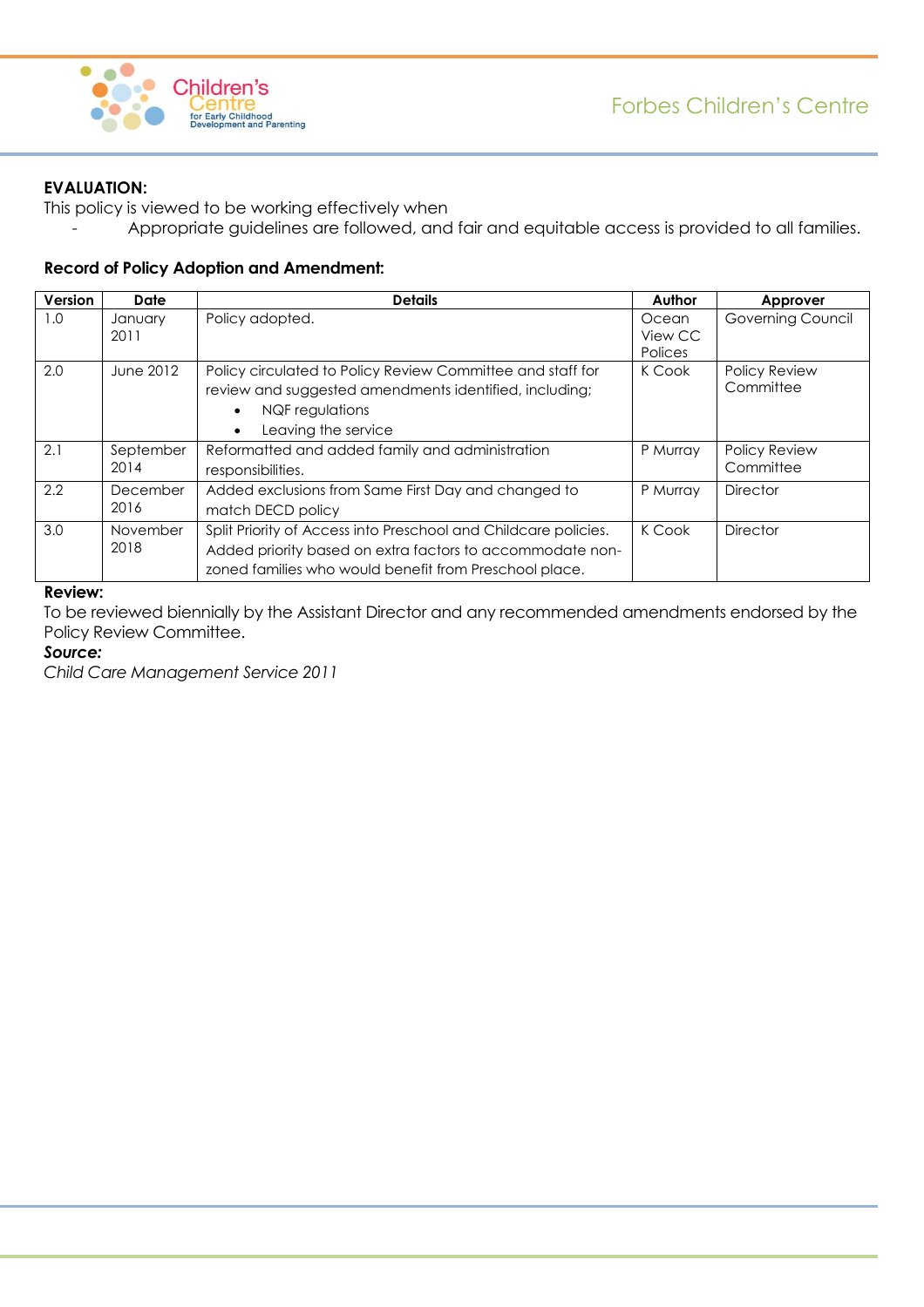**EVALUATION:**

This policy is viewed to be working effectively when

- Appropriate guidelines are followed, and fair and equitable access is provided to all families.

**Record of Policy Adoption and Amendment:**

| Version | Date | Details | Author | Approver |
|---|---|---|---|---|
| 1.0 | January 2011 | Policy adopted. | Ocean View CC Polices | Governing Council |
| 2.0 | June 2012 | Policy circulated to Policy Review Committee and staff for review and suggested amendments identified, including; • NQF regulations • Leaving the service | K Cook | Policy Review Committee |
| 2.1 | September 2014 | Reformatted and added family and administration responsibilities. | P Murray | Policy Review Committee |
| 2.2 | December 2016 | Added exclusions from Same First Day and changed to match DECD policy | P Murray | Director |
| 3.0 | November 2018 | Split Priority of Access into Preschool and Childcare policies. Added priority based on extra factors to accommodate non-zoned families who would benefit from Preschool place. | K Cook | Director |

**Review:**

To be reviewed biennially by the Assistant Director and any recommended amendments endorsed by the Policy Review Committee.

***Source:***

*Child Care Management Service 2011*